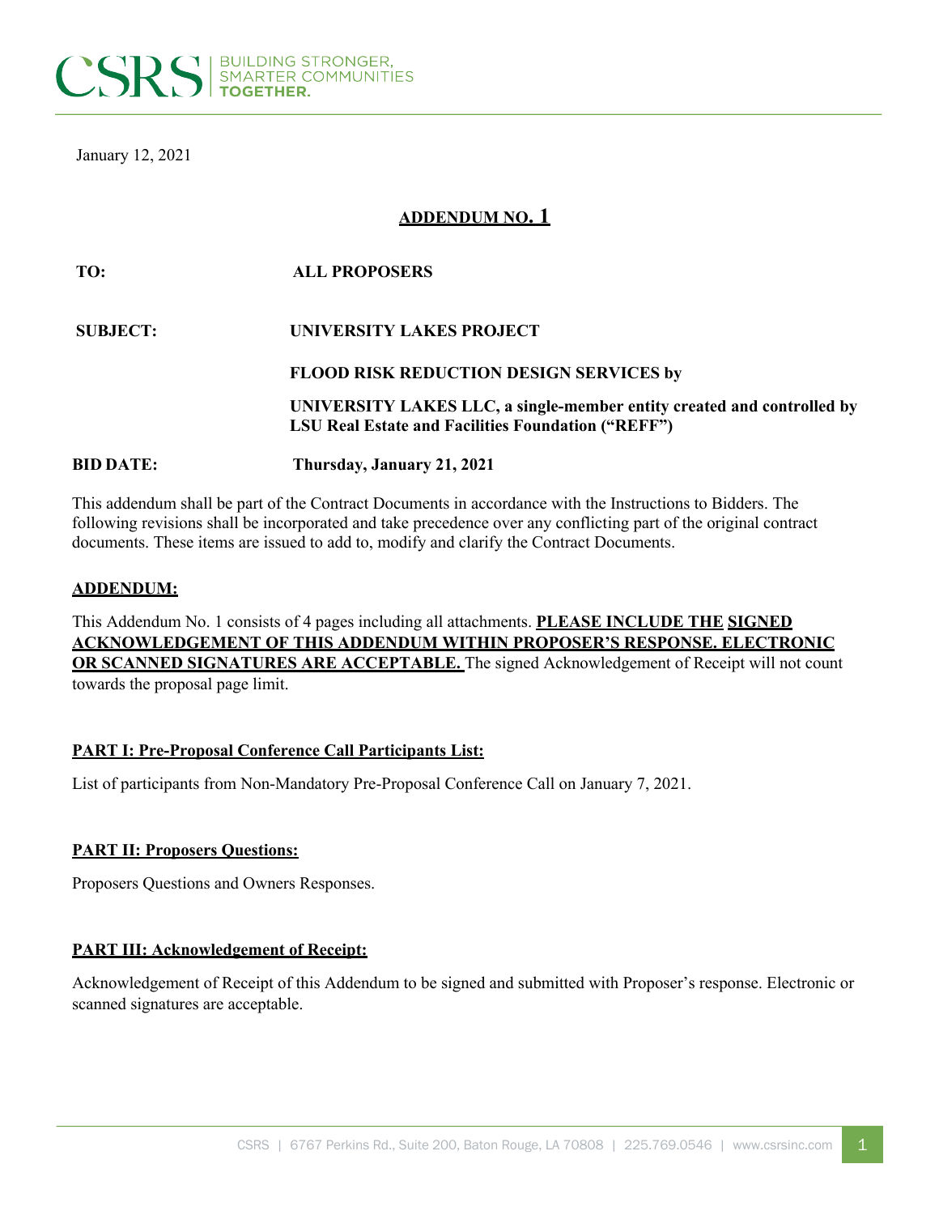CSRS | BUILDING STRONGER, SMARTER COMMUNITIES **TOGETHER.**

January 12, 2021

## ADDENDUM NO. 1

**TO:** **ALL PROPOSERS**

**SUBJECT:** **UNIVERSITY LAKES PROJECT**

**FLOOD RISK REDUCTION DESIGN SERVICES by**

**UNIVERSITY LAKES LLC, a single-member entity created and controlled by LSU Real Estate and Facilities Foundation ("REFF")**

**BID DATE:** **Thursday, January 21, 2021**

This addendum shall be part of the Contract Documents in accordance with the Instructions to Bidders. The following revisions shall be incorporated and take precedence over any conflicting part of the original contract documents. These items are issued to add to, modify and clarify the Contract Documents.

### ADDENDUM:

This Addendum No. 1 consists of 4 pages including all attachments. **PLEASE INCLUDE THE SIGNED ACKNOWLEDGEMENT OF THIS ADDENDUM WITHIN PROPOSER'S RESPONSE. ELECTRONIC OR SCANNED SIGNATURES ARE ACCEPTABLE.** The signed Acknowledgement of Receipt will not count towards the proposal page limit.

### PART I: Pre-Proposal Conference Call Participants List:

List of participants from Non-Mandatory Pre-Proposal Conference Call on January 7, 2021.

### PART II: Proposers Questions:

Proposers Questions and Owners Responses.

### PART III: Acknowledgement of Receipt:

Acknowledgement of Receipt of this Addendum to be signed and submitted with Proposer's response. Electronic or scanned signatures are acceptable.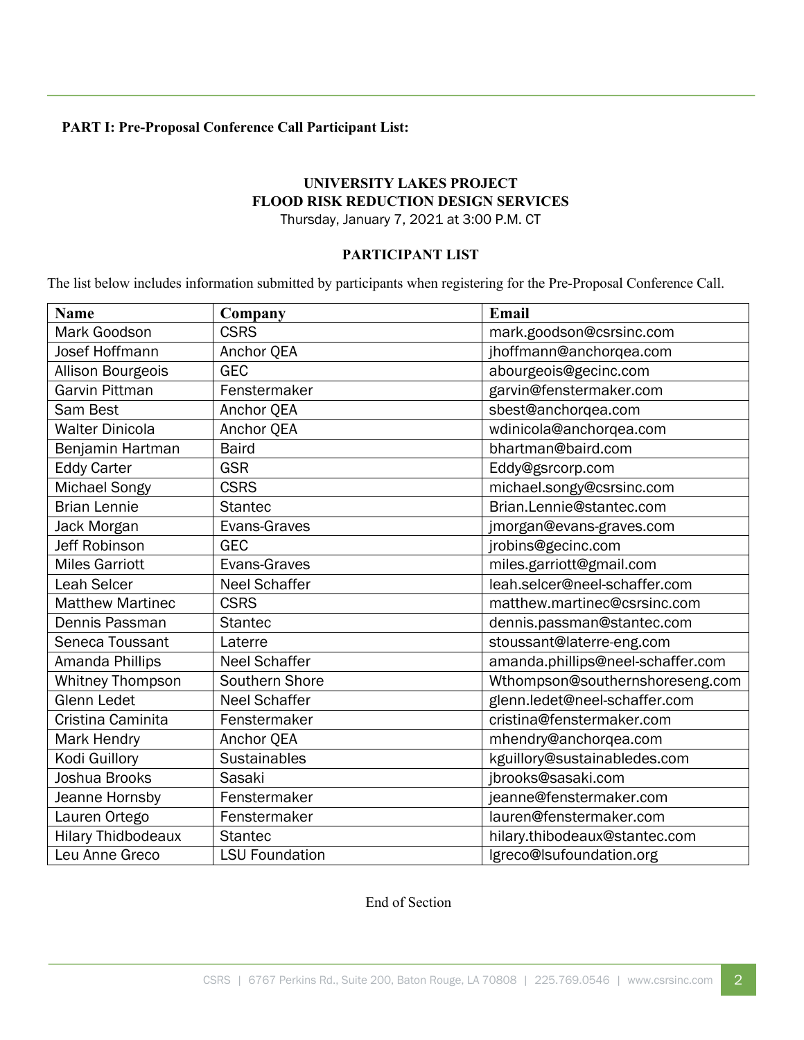**PART I: Pre-Proposal Conference Call Participant List:**

**UNIVERSITY LAKES PROJECT**
**FLOOD RISK REDUCTION DESIGN SERVICES**
Thursday, January 7, 2021 at 3:00 P.M. CT

**PARTICIPANT LIST**

The list below includes information submitted by participants when registering for the Pre-Proposal Conference Call.

| Name | Company | Email |
|---|---|---|
| Mark Goodson | CSRS | mark.goodson@csrsinc.com |
| Josef Hoffmann | Anchor QEA | jhoffmann@anchorqea.com |
| Allison Bourgeois | GEC | abourgeois@gecinc.com |
| Garvin Pittman | Fenstermaker | garvin@fenstermaker.com |
| Sam Best | Anchor QEA | sbest@anchorqea.com |
| Walter Dinicola | Anchor QEA | wdinicola@anchorqea.com |
| Benjamin Hartman | Baird | bhartman@baird.com |
| Eddy Carter | GSR | Eddy@gsrcorp.com |
| Michael Songy | CSRS | michael.songy@csrsinc.com |
| Brian Lennie | Stantec | Brian.Lennie@stantec.com |
| Jack Morgan | Evans-Graves | jmorgan@evans-graves.com |
| Jeff Robinson | GEC | jrobins@gecinc.com |
| Miles Garriott | Evans-Graves | miles.garriott@gmail.com |
| Leah Selcer | Neel Schaffer | leah.selcer@neel-schaffer.com |
| Matthew Martinec | CSRS | matthew.martinec@csrsinc.com |
| Dennis Passman | Stantec | dennis.passman@stantec.com |
| Seneca Toussant | Laterre | stoussant@laterre-eng.com |
| Amanda Phillips | Neel Schaffer | amanda.phillips@neel-schaffer.com |
| Whitney Thompson | Southern Shore | Wthompson@southernshoreseng.com |
| Glenn Ledet | Neel Schaffer | glenn.ledet@neel-schaffer.com |
| Cristina Caminita | Fenstermaker | cristina@fenstermaker.com |
| Mark Hendry | Anchor QEA | mhendry@anchorqea.com |
| Kodi Guillory | Sustainables | kguillory@sustainabledes.com |
| Joshua Brooks | Sasaki | jbrooks@sasaki.com |
| Jeanne Hornsby | Fenstermaker | jeanne@fenstermaker.com |
| Lauren Ortego | Fenstermaker | lauren@fenstermaker.com |
| Hilary Thidbodeaux | Stantec | hilary.thibodeaux@stantec.com |
| Leu Anne Greco | LSU Foundation | lgreco@lsufoundation.org |

End of Section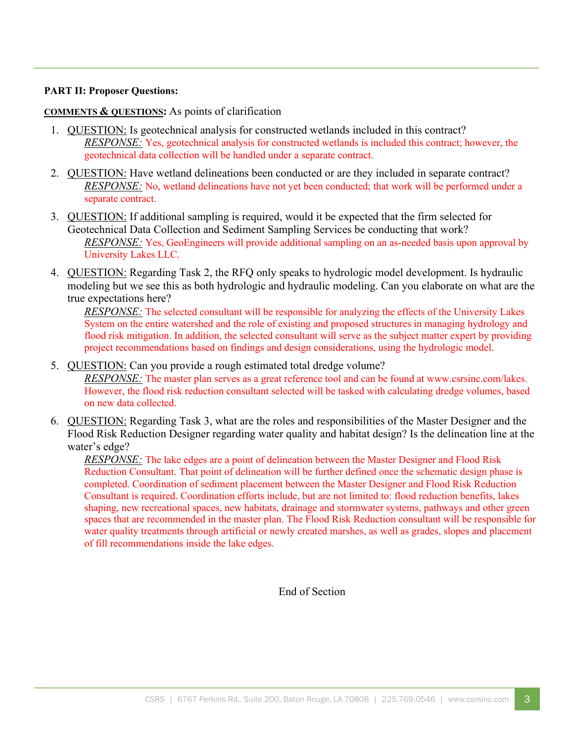**PART II: Proposer Questions:**

**COMMENTS & QUESTIONS:** As points of clarification

1. QUESTION: Is geotechnical analysis for constructed wetlands included in this contract?
   *RESPONSE:* Yes, geotechnical analysis for constructed wetlands is included this contract; however, the geotechnical data collection will be handled under a separate contract.

2. QUESTION: Have wetland delineations been conducted or are they included in separate contract?
   *RESPONSE:* No, wetland delineations have not yet been conducted; that work will be performed under a separate contract.

3. QUESTION: If additional sampling is required, would it be expected that the firm selected for Geotechnical Data Collection and Sediment Sampling Services be conducting that work?
   *RESPONSE:* Yes, GeoEngineers will provide additional sampling on an as-needed basis upon approval by University Lakes LLC.

4. QUESTION: Regarding Task 2, the RFQ only speaks to hydrologic model development. Is hydraulic modeling but we see this as both hydrologic and hydraulic modeling. Can you elaborate on what are the true expectations here?
   *RESPONSE:* The selected consultant will be responsible for analyzing the effects of the University Lakes System on the entire watershed and the role of existing and proposed structures in managing hydrology and flood risk mitigation. In addition, the selected consultant will serve as the subject matter expert by providing project recommendations based on findings and design considerations, using the hydrologic model.

5. QUESTION: Can you provide a rough estimated total dredge volume?
   *RESPONSE:* The master plan serves as a great reference tool and can be found at www.csrsinc.com/lakes. However, the flood risk reduction consultant selected will be tasked with calculating dredge volumes, based on new data collected.

6. QUESTION: Regarding Task 3, what are the roles and responsibilities of the Master Designer and the Flood Risk Reduction Designer regarding water quality and habitat design? Is the delineation line at the water's edge?
   *RESPONSE:* The lake edges are a point of delineation between the Master Designer and Flood Risk Reduction Consultant. That point of delineation will be further defined once the schematic design phase is completed. Coordination of sediment placement between the Master Designer and Flood Risk Reduction Consultant is required. Coordination efforts include, but are not limited to: flood reduction benefits, lakes shaping, new recreational spaces, new habitats, drainage and stormwater systems, pathways and other green spaces that are recommended in the master plan. The Flood Risk Reduction consultant will be responsible for water quality treatments through artificial or newly created marshes, as well as grades, slopes and placement of fill recommendations inside the lake edges.

End of Section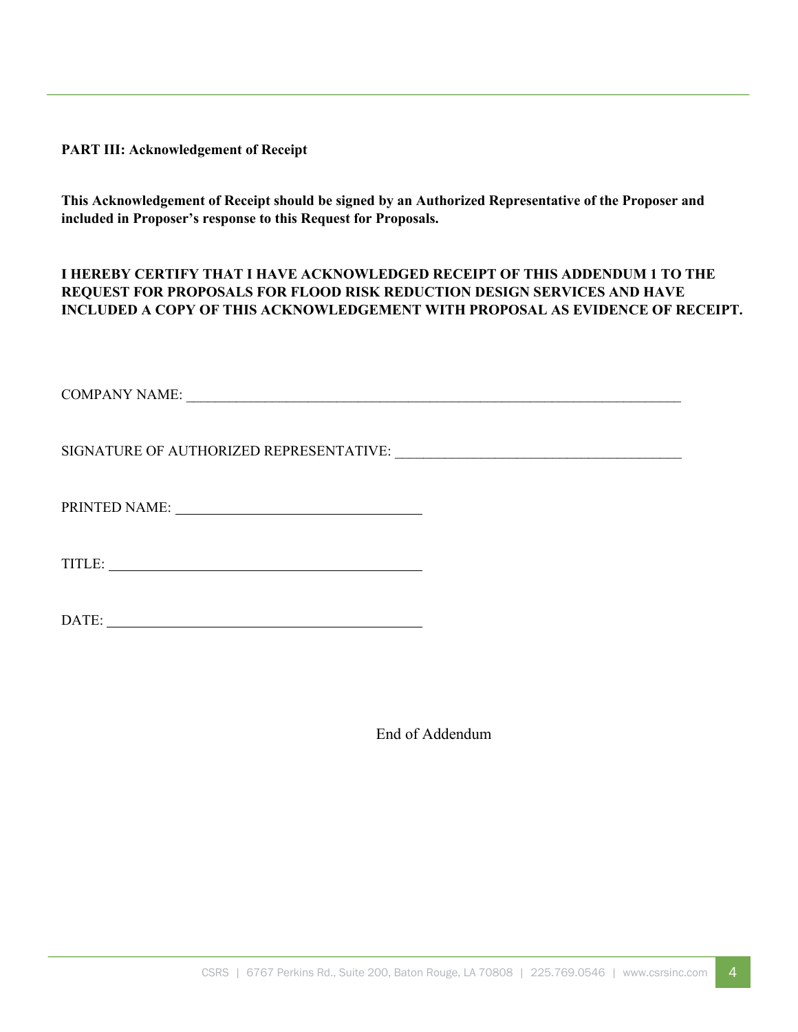**PART III: Acknowledgement of Receipt**

**This Acknowledgement of Receipt should be signed by an Authorized Representative of the Proposer and included in Proposer's response to this Request for Proposals.**

**I HEREBY CERTIFY THAT I HAVE ACKNOWLEDGED RECEIPT OF THIS ADDENDUM 1 TO THE REQUEST FOR PROPOSALS FOR FLOOD RISK REDUCTION DESIGN SERVICES AND HAVE INCLUDED A COPY OF THIS ACKNOWLEDGEMENT WITH PROPOSAL AS EVIDENCE OF RECEIPT.**

COMPANY NAME: ______________________________________________________________________

SIGNATURE OF AUTHORIZED REPRESENTATIVE: _______________________________________

PRINTED NAME: ___________________________________

TITLE: ___________________________________________

DATE: ___________________________________________

End of Addendum